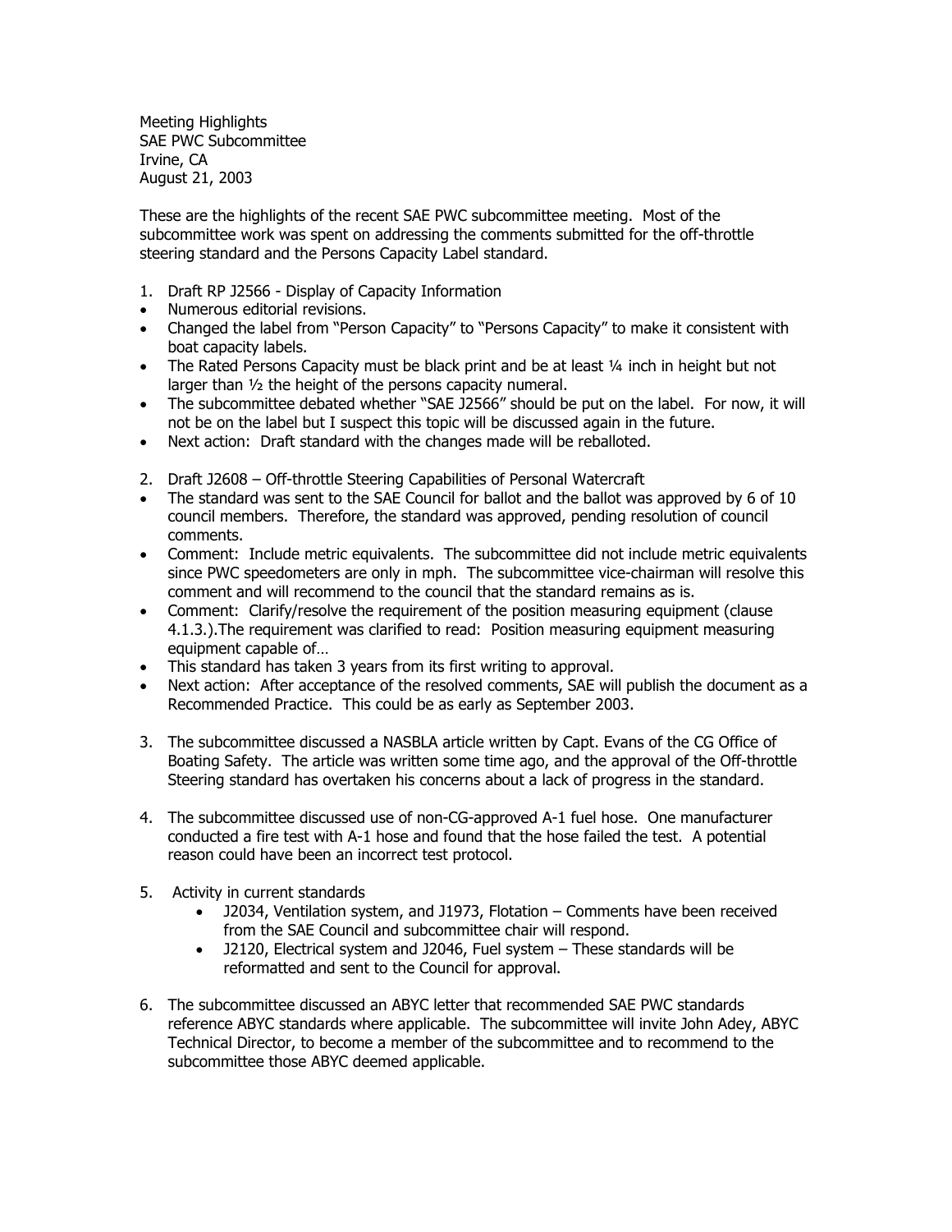Meeting Highlights
SAE PWC Subcommittee
Irvine, CA
August 21, 2003

These are the highlights of the recent SAE PWC subcommittee meeting. Most of the subcommittee work was spent on addressing the comments submitted for the off-throttle steering standard and the Persons Capacity Label standard.

1. Draft RP J2566 - Display of Capacity Information
- Numerous editorial revisions.
- Changed the label from "Person Capacity" to "Persons Capacity" to make it consistent with boat capacity labels.
- The Rated Persons Capacity must be black print and be at least ¼ inch in height but not larger than ½ the height of the persons capacity numeral.
- The subcommittee debated whether "SAE J2566" should be put on the label. For now, it will not be on the label but I suspect this topic will be discussed again in the future.
- Next action: Draft standard with the changes made will be reballoted.

2. Draft J2608 – Off-throttle Steering Capabilities of Personal Watercraft
- The standard was sent to the SAE Council for ballot and the ballot was approved by 6 of 10 council members. Therefore, the standard was approved, pending resolution of council comments.
- Comment: Include metric equivalents. The subcommittee did not include metric equivalents since PWC speedometers are only in mph. The subcommittee vice-chairman will resolve this comment and will recommend to the council that the standard remains as is.
- Comment: Clarify/resolve the requirement of the position measuring equipment (clause 4.1.3.).The requirement was clarified to read: Position measuring equipment measuring equipment capable of…
- This standard has taken 3 years from its first writing to approval.
- Next action: After acceptance of the resolved comments, SAE will publish the document as a Recommended Practice. This could be as early as September 2003.

3. The subcommittee discussed a NASBLA article written by Capt. Evans of the CG Office of Boating Safety. The article was written some time ago, and the approval of the Off-throttle Steering standard has overtaken his concerns about a lack of progress in the standard.

4. The subcommittee discussed use of non-CG-approved A-1 fuel hose. One manufacturer conducted a fire test with A-1 hose and found that the hose failed the test. A potential reason could have been an incorrect test protocol.

5. Activity in current standards
   - J2034, Ventilation system, and J1973, Flotation – Comments have been received from the SAE Council and subcommittee chair will respond.
   - J2120, Electrical system and J2046, Fuel system – These standards will be reformatted and sent to the Council for approval.

6. The subcommittee discussed an ABYC letter that recommended SAE PWC standards reference ABYC standards where applicable. The subcommittee will invite John Adey, ABYC Technical Director, to become a member of the subcommittee and to recommend to the subcommittee those ABYC deemed applicable.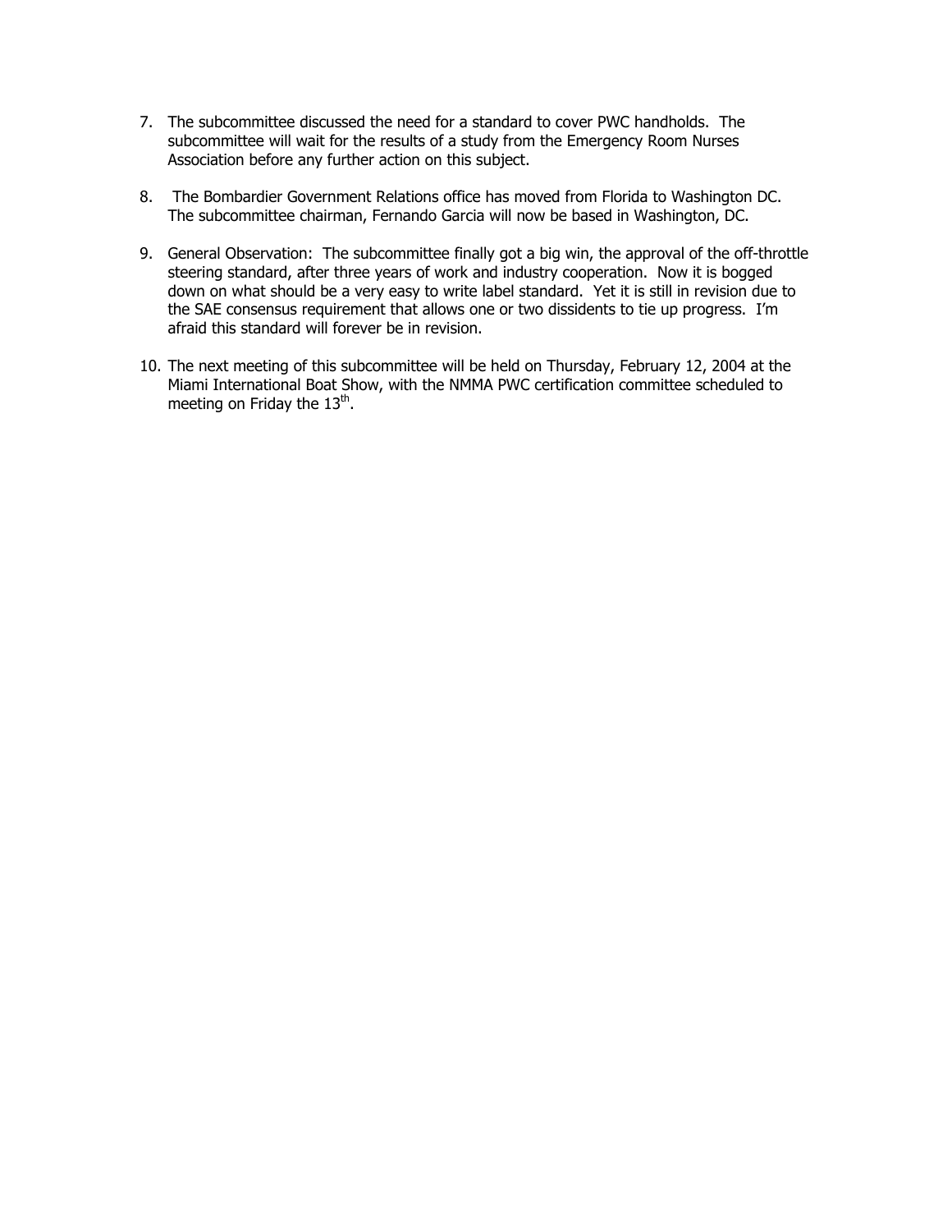7. The subcommittee discussed the need for a standard to cover PWC handholds. The subcommittee will wait for the results of a study from the Emergency Room Nurses Association before any further action on this subject.

8. The Bombardier Government Relations office has moved from Florida to Washington DC. The subcommittee chairman, Fernando Garcia will now be based in Washington, DC.

9. General Observation: The subcommittee finally got a big win, the approval of the off-throttle steering standard, after three years of work and industry cooperation. Now it is bogged down on what should be a very easy to write label standard. Yet it is still in revision due to the SAE consensus requirement that allows one or two dissidents to tie up progress. I'm afraid this standard will forever be in revision.

10. The next meeting of this subcommittee will be held on Thursday, February 12, 2004 at the Miami International Boat Show, with the NMMA PWC certification committee scheduled to meeting on Friday the 13th.